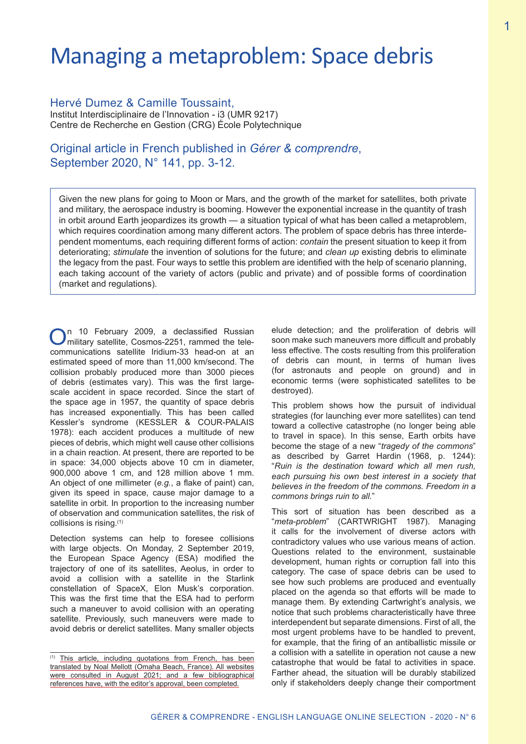# Managing a metaproblem: Space debris

Hervé Dumez & Camille Toussaint,
Institut Interdisciplinaire de l'Innovation - i3 (UMR 9217)
Centre de Recherche en Gestion (CRG) École Polytechnique

Original article in French published in *Gérer & comprendre*,
September 2020, N° 141, pp. 3-12.

Given the new plans for going to Moon or Mars, and the growth of the market for satellites, both private and military, the aerospace industry is booming. However the exponential increase in the quantity of trash in orbit around Earth jeopardizes its growth — a situation typical of what has been called a metaproblem, which requires coordination among many different actors. The problem of space debris has three interdependent momentums, each requiring different forms of action: *contain* the present situation to keep it from deteriorating; *stimulate* the invention of solutions for the future; and *clean up* existing debris to eliminate the legacy from the past. Four ways to settle this problem are identified with the help of scenario planning, each taking account of the variety of actors (public and private) and of possible forms of coordination (market and regulations).

On 10 February 2009, a declassified Russian military satellite, Cosmos-2251, rammed the telecommunications satellite Iridium-33 head-on at an estimated speed of more than 11,000 km/second. The collision probably produced more than 3000 pieces of debris (estimates vary). This was the first large-scale accident in space recorded. Since the start of the space age in 1957, the quantity of space debris has increased exponentially. This has been called Kessler's syndrome (KESSLER & COUR-PALAIS 1978): each accident produces a multitude of new pieces of debris, which might well cause other collisions in a chain reaction. At present, there are reported to be in space: 34,000 objects above 10 cm in diameter, 900,000 above 1 cm, and 128 million above 1 mm. An object of one millimeter (*e.g.*, a flake of paint) can, given its speed in space, cause major damage to a satellite in orbit. In proportion to the increasing number of observation and communication satellites, the risk of collisions is rising.[1]

Detection systems can help to foresee collisions with large objects. On Monday, 2 September 2019, the European Space Agency (ESA) modified the trajectory of one of its satellites, Aeolus, in order to avoid a collision with a satellite in the Starlink constellation of SpaceX, Elon Musk's corporation. This was the first time that the ESA had to perform such a maneuver to avoid collision with an operating satellite. Previously, such maneuvers were made to avoid debris or derelict satellites. Many smaller objects elude detection; and the proliferation of debris will soon make such maneuvers more difficult and probably less effective. The costs resulting from this proliferation of debris can mount, in terms of human lives (for astronauts and people on ground) and in economic terms (were sophisticated satellites to be destroyed).

This problem shows how the pursuit of individual strategies (for launching ever more satellites) can tend toward a collective catastrophe (no longer being able to travel in space). In this sense, Earth orbits have become the stage of a new "*tragedy of the commons*" as described by Garret Hardin (1968, p. 1244): "*Ruin is the destination toward which all men rush, each pursuing his own best interest in a society that believes in the freedom of the commons. Freedom in a commons brings ruin to all.*"

This sort of situation has been described as a "*meta-problem*" (CARTWRIGHT 1987). Managing it calls for the involvement of diverse actors with contradictory values who use various means of action. Questions related to the environment, sustainable development, human rights or corruption fall into this category. The case of space debris can be used to see how such problems are produced and eventually placed on the agenda so that efforts will be made to manage them. By extending Cartwright's analysis, we notice that such problems characteristically have three interdependent but separate dimensions. First of all, the most urgent problems have to be handled to prevent, for example, that the firing of an antiballistic missile or a collision with a satellite in operation not cause a new catastrophe that would be fatal to activities in space. Farther ahead, the situation will be durably stabilized only if stakeholders deeply change their comportment

[1] This article, including quotations from French, has been translated by Noal Mellott (Omaha Beach, France). All websites were consulted in August 2021; and a few bibliographical references have, with the editor's approval, been completed.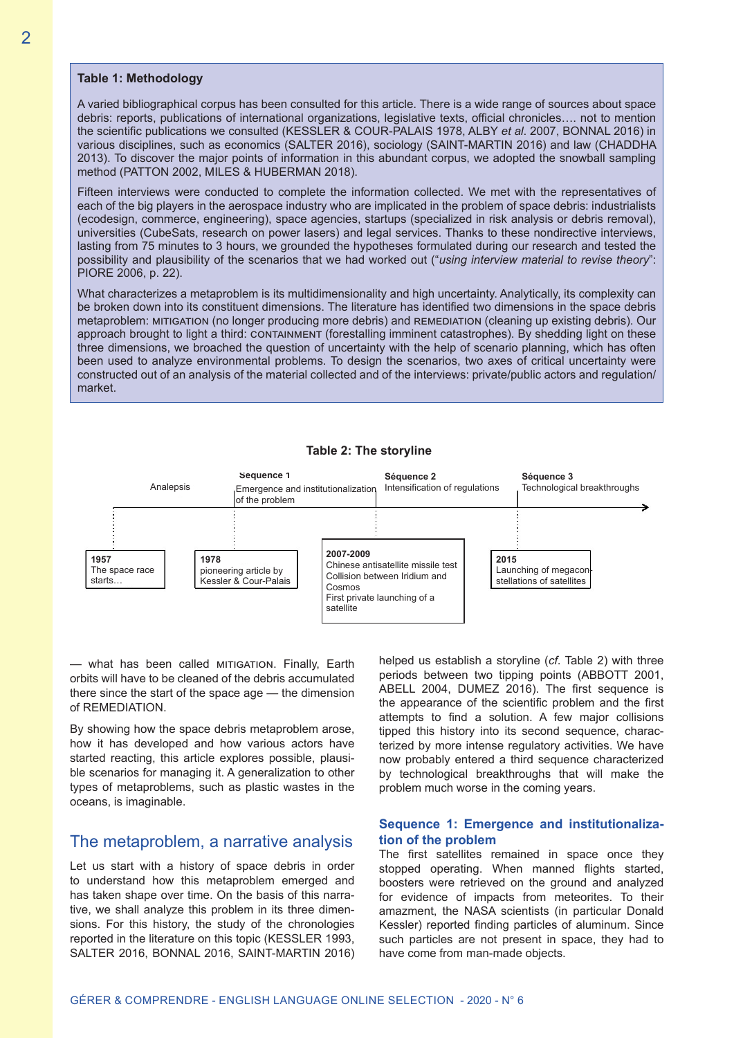**Table 1: Methodology**

A varied bibliographical corpus has been consulted for this article. There is a wide range of sources about space debris: reports, publications of international organizations, legislative texts, official chronicles…. not to mention the scientific publications we consulted (KESSLER & COUR-PALAIS 1978, ALBY *et al.* 2007, BONNAL 2016) in various disciplines, such as economics (SALTER 2016), sociology (SAINT-MARTIN 2016) and law (CHADDHA 2013). To discover the major points of information in this abundant corpus, we adopted the snowball sampling method (PATTON 2002, MILES & HUBERMAN 2018).

Fifteen interviews were conducted to complete the information collected. We met with the representatives of each of the big players in the aerospace industry who are implicated in the problem of space debris: industrialists (ecodesign, commerce, engineering), space agencies, startups (specialized in risk analysis or debris removal), universities (CubeSats, research on power lasers) and legal services. Thanks to these nondirective interviews, lasting from 75 minutes to 3 hours, we grounded the hypotheses formulated during our research and tested the possibility and plausibility of the scenarios that we had worked out ("*using interview material to revise theory*": PIORE 2006, p. 22).

What characterizes a metaproblem is its multidimensionality and high uncertainty. Analytically, its complexity can be broken down into its constituent dimensions. The literature has identified two dimensions in the space debris metaproblem: MITIGATION (no longer producing more debris) and REMEDIATION (cleaning up existing debris). Our approach brought to light a third: CONTAINMENT (forestalling imminent catastrophes). By shedding light on these three dimensions, we broached the question of uncertainty with the help of scenario planning, which has often been used to analyze environmental problems. To design the scenarios, two axes of critical uncertainty were constructed out of an analysis of the material collected and of the interviews: private/public actors and regulation/market.

**Table 2: The storyline**

| Analepsis | Sequence 1: Emergence and institutionalization of the problem | Séquence 2: Intensification of regulations | Séquence 3: Technological breakthroughs |
|---|---|---|---|
| **1957** The space race starts… | **1978** pioneering article by Kessler & Cour-Palais | **2007-2009** Chinese antisatellite missile test; Collision between Iridium and Cosmos; First private launching of a satellite | **2015** Launching of megaconstellations of satellites |

— what has been called MITIGATION. Finally, Earth orbits will have to be cleaned of the debris accumulated there since the start of the space age — the dimension of REMEDIATION.

By showing how the space debris metaproblem arose, how it has developed and how various actors have started reacting, this article explores possible, plausible scenarios for managing it. A generalization to other types of metaproblems, such as plastic wastes in the oceans, is imaginable.

## The metaproblem, a narrative analysis

Let us start with a history of space debris in order to understand how this metaproblem emerged and has taken shape over time. On the basis of this narrative, we shall analyze this problem in its three dimensions. For this history, the study of the chronologies reported in the literature on this topic (KESSLER 1993, SALTER 2016, BONNAL 2016, SAINT-MARTIN 2016) helped us establish a storyline (*cf.* Table 2) with three periods between two tipping points (ABBOTT 2001, ABELL 2004, DUMEZ 2016). The first sequence is the appearance of the scientific problem and the first attempts to find a solution. A few major collisions tipped this history into its second sequence, characterized by more intense regulatory activities. We have now probably entered a third sequence characterized by technological breakthroughs that will make the problem much worse in the coming years.

### Sequence 1: Emergence and institutionalization of the problem

The first satellites remained in space once they stopped operating. When manned flights started, boosters were retrieved on the ground and analyzed for evidence of impacts from meteorites. To their amazment, the NASA scientists (in particular Donald Kessler) reported finding particles of aluminum. Since such particles are not present in space, they had to have come from man-made objects.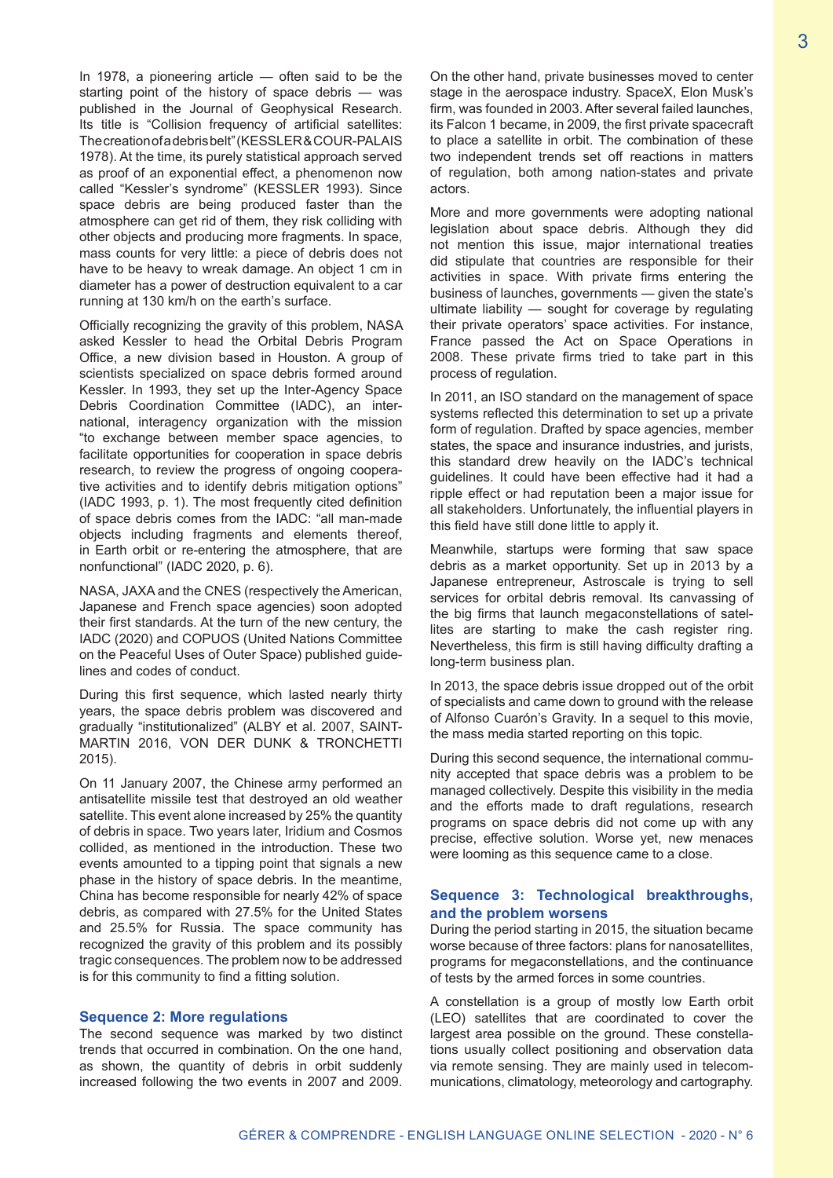In 1978, a pioneering article — often said to be the starting point of the history of space debris — was published in the Journal of Geophysical Research. Its title is "Collision frequency of artificial satellites: The creation of a debris belt" (KESSLER & COUR-PALAIS 1978). At the time, its purely statistical approach served as proof of an exponential effect, a phenomenon now called "Kessler's syndrome" (KESSLER 1993). Since space debris are being produced faster than the atmosphere can get rid of them, they risk colliding with other objects and producing more fragments. In space, mass counts for very little: a piece of debris does not have to be heavy to wreak damage. An object 1 cm in diameter has a power of destruction equivalent to a car running at 130 km/h on the earth's surface.

Officially recognizing the gravity of this problem, NASA asked Kessler to head the Orbital Debris Program Office, a new division based in Houston. A group of scientists specialized on space debris formed around Kessler. In 1993, they set up the Inter-Agency Space Debris Coordination Committee (IADC), an international, interagency organization with the mission "to exchange between member space agencies, to facilitate opportunities for cooperation in space debris research, to review the progress of ongoing cooperative activities and to identify debris mitigation options" (IADC 1993, p. 1). The most frequently cited definition of space debris comes from the IADC: "all man-made objects including fragments and elements thereof, in Earth orbit or re-entering the atmosphere, that are nonfunctional" (IADC 2020, p. 6).

NASA, JAXA and the CNES (respectively the American, Japanese and French space agencies) soon adopted their first standards. At the turn of the new century, the IADC (2020) and COPUOS (United Nations Committee on the Peaceful Uses of Outer Space) published guidelines and codes of conduct.

During this first sequence, which lasted nearly thirty years, the space debris problem was discovered and gradually "institutionalized" (ALBY et al. 2007, SAINT-MARTIN 2016, VON DER DUNK & TRONCHETTI 2015).

On 11 January 2007, the Chinese army performed an antisatellite missile test that destroyed an old weather satellite. This event alone increased by 25% the quantity of debris in space. Two years later, Iridium and Cosmos collided, as mentioned in the introduction. These two events amounted to a tipping point that signals a new phase in the history of space debris. In the meantime, China has become responsible for nearly 42% of space debris, as compared with 27.5% for the United States and 25.5% for Russia. The space community has recognized the gravity of this problem and its possibly tragic consequences. The problem now to be addressed is for this community to find a fitting solution.

## Sequence 2: More regulations

The second sequence was marked by two distinct trends that occurred in combination. On the one hand, as shown, the quantity of debris in orbit suddenly increased following the two events in 2007 and 2009. On the other hand, private businesses moved to center stage in the aerospace industry. SpaceX, Elon Musk's firm, was founded in 2003. After several failed launches, its Falcon 1 became, in 2009, the first private spacecraft to place a satellite in orbit. The combination of these two independent trends set off reactions in matters of regulation, both among nation-states and private actors.

More and more governments were adopting national legislation about space debris. Although they did not mention this issue, major international treaties did stipulate that countries are responsible for their activities in space. With private firms entering the business of launches, governments — given the state's ultimate liability — sought for coverage by regulating their private operators' space activities. For instance, France passed the Act on Space Operations in 2008. These private firms tried to take part in this process of regulation.

In 2011, an ISO standard on the management of space systems reflected this determination to set up a private form of regulation. Drafted by space agencies, member states, the space and insurance industries, and jurists, this standard drew heavily on the IADC's technical guidelines. It could have been effective had it had a ripple effect or had reputation been a major issue for all stakeholders. Unfortunately, the influential players in this field have still done little to apply it.

Meanwhile, startups were forming that saw space debris as a market opportunity. Set up in 2013 by a Japanese entrepreneur, Astroscale is trying to sell services for orbital debris removal. Its canvassing of the big firms that launch megaconstellations of satellites are starting to make the cash register ring. Nevertheless, this firm is still having difficulty drafting a long-term business plan.

In 2013, the space debris issue dropped out of the orbit of specialists and came down to ground with the release of Alfonso Cuarón's Gravity. In a sequel to this movie, the mass media started reporting on this topic.

During this second sequence, the international community accepted that space debris was a problem to be managed collectively. Despite this visibility in the media and the efforts made to draft regulations, research programs on space debris did not come up with any precise, effective solution. Worse yet, new menaces were looming as this sequence came to a close.

## Sequence 3: Technological breakthroughs, and the problem worsens

During the period starting in 2015, the situation became worse because of three factors: plans for nanosatellites, programs for megaconstellations, and the continuance of tests by the armed forces in some countries.

A constellation is a group of mostly low Earth orbit (LEO) satellites that are coordinated to cover the largest area possible on the ground. These constellations usually collect positioning and observation data via remote sensing. They are mainly used in telecommunications, climatology, meteorology and cartography.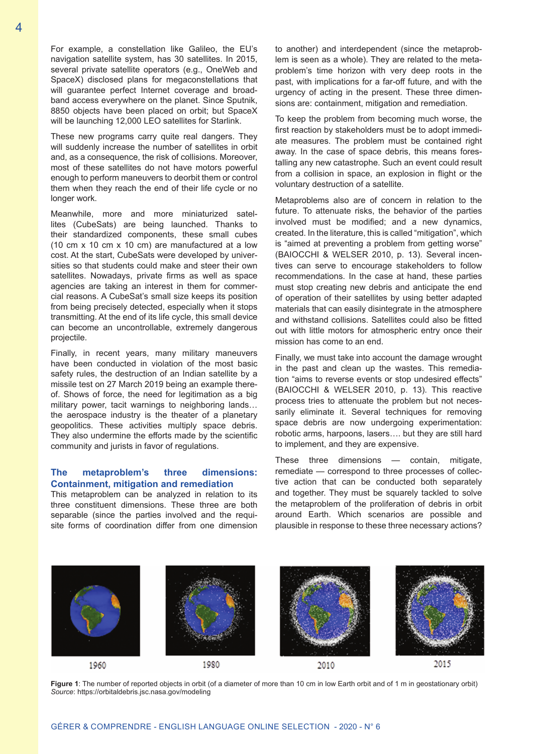For example, a constellation like Galileo, the EU's navigation satellite system, has 30 satellites. In 2015, several private satellite operators (e.g., OneWeb and SpaceX) disclosed plans for megaconstellations that will guarantee perfect Internet coverage and broadband access everywhere on the planet. Since Sputnik, 8850 objects have been placed on orbit; but SpaceX will be launching 12,000 LEO satellites for Starlink.

These new programs carry quite real dangers. They will suddenly increase the number of satellites in orbit and, as a consequence, the risk of collisions. Moreover, most of these satellites do not have motors powerful enough to perform maneuvers to deorbit them or control them when they reach the end of their life cycle or no longer work.

Meanwhile, more and more miniaturized satellites (CubeSats) are being launched. Thanks to their standardized components, these small cubes (10 cm x 10 cm x 10 cm) are manufactured at a low cost. At the start, CubeSats were developed by universities so that students could make and steer their own satellites. Nowadays, private firms as well as space agencies are taking an interest in them for commercial reasons. A CubeSat's small size keeps its position from being precisely detected, especially when it stops transmitting. At the end of its life cycle, this small device can become an uncontrollable, extremely dangerous projectile.

Finally, in recent years, many military maneuvers have been conducted in violation of the most basic safety rules, the destruction of an Indian satellite by a missile test on 27 March 2019 being an example thereof. Shows of force, the need for legitimation as a big military power, tacit warnings to neighboring lands… the aerospace industry is the theater of a planetary geopolitics. These activities multiply space debris. They also undermine the efforts made by the scientific community and jurists in favor of regulations.

## The metaproblem's three dimensions: Containment, mitigation and remediation

This metaproblem can be analyzed in relation to its three constituent dimensions. These three are both separable (since the parties involved and the requisite forms of coordination differ from one dimension to another) and interdependent (since the metaproblem is seen as a whole). They are related to the metaproblem's time horizon with very deep roots in the past, with implications for a far-off future, and with the urgency of acting in the present. These three dimensions are: containment, mitigation and remediation.

To keep the problem from becoming much worse, the first reaction by stakeholders must be to adopt immediate measures. The problem must be contained right away. In the case of space debris, this means forestalling any new catastrophe. Such an event could result from a collision in space, an explosion in flight or the voluntary destruction of a satellite.

Metaproblems also are of concern in relation to the future. To attenuate risks, the behavior of the parties involved must be modified; and a new dynamics, created. In the literature, this is called "mitigation", which is "aimed at preventing a problem from getting worse" (BAIOCCHI & WELSER 2010, p. 13). Several incentives can serve to encourage stakeholders to follow recommendations. In the case at hand, these parties must stop creating new debris and anticipate the end of operation of their satellites by using better adapted materials that can easily disintegrate in the atmosphere and withstand collisions. Satellites could also be fitted out with little motors for atmospheric entry once their mission has come to an end.

Finally, we must take into account the damage wrought in the past and clean up the wastes. This remediation "aims to reverse events or stop undesired effects" (BAIOCCHI & WELSER 2010, p. 13). This reactive process tries to attenuate the problem but not necessarily eliminate it. Several techniques for removing space debris are now undergoing experimentation: robotic arms, harpoons, lasers…. but they are still hard to implement, and they are expensive.

These three dimensions — contain, mitigate, remediate — correspond to three processes of collective action that can be conducted both separately and together. They must be squarely tackled to solve the metaproblem of the proliferation of debris in orbit around Earth. Which scenarios are possible and plausible in response to these three necessary actions?

1960 | 1980 | 2010 | 2015

**Figure 1**: The number of reported objects in orbit (of a diameter of more than 10 cm in low Earth orbit and of 1 m in geostationary orbit)
*Source*: https://orbitaldebris.jsc.nasa.gov/modeling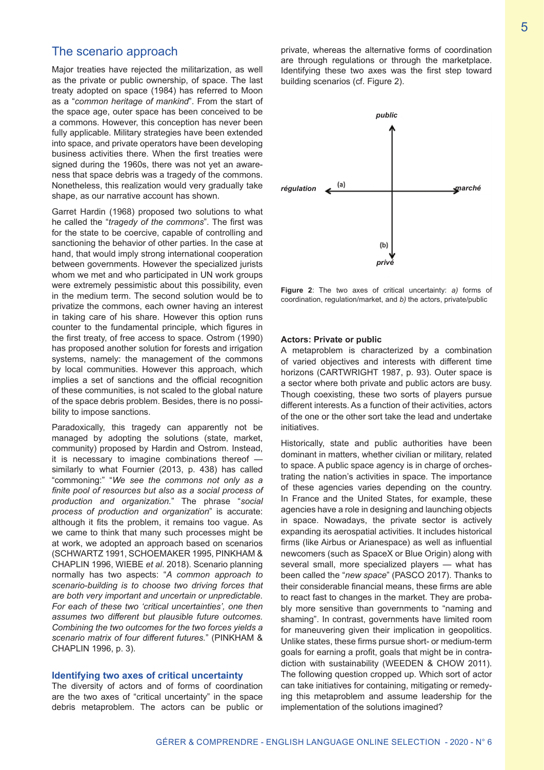## The scenario approach

Major treaties have rejected the militarization, as well as the private or public ownership, of space. The last treaty adopted on space (1984) has referred to Moon as a "*common heritage of mankind*". From the start of the space age, outer space has been conceived to be a commons. However, this conception has never been fully applicable. Military strategies have been extended into space, and private operators have been developing business activities there. When the first treaties were signed during the 1960s, there was not yet an awareness that space debris was a tragedy of the commons. Nonetheless, this realization would very gradually take shape, as our narrative account has shown.

Garret Hardin (1968) proposed two solutions to what he called the "*tragedy of the commons*". The first was for the state to be coercive, capable of controlling and sanctioning the behavior of other parties. In the case at hand, that would imply strong international cooperation between governments. However the specialized jurists whom we met and who participated in UN work groups were extremely pessimistic about this possibility, even in the medium term. The second solution would be to privatize the commons, each owner having an interest in taking care of his share. However this option runs counter to the fundamental principle, which figures in the first treaty, of free access to space. Ostrom (1990) has proposed another solution for forests and irrigation systems, namely: the management of the commons by local communities. However this approach, which implies a set of sanctions and the official recognition of these communities, is not scaled to the global nature of the space debris problem. Besides, there is no possibility to impose sanctions.

Paradoxically, this tragedy can apparently not be managed by adopting the solutions (state, market, community) proposed by Hardin and Ostrom. Instead, it is necessary to imagine combinations thereof — similarly to what Fournier (2013, p. 438) has called "commoning:" "*We see the commons not only as a finite pool of resources but also as a social process of production and organization.*" The phrase "*social process of production and organization*" is accurate: although it fits the problem, it remains too vague. As we came to think that many such processes might be at work, we adopted an approach based on scenarios (SCHWARTZ 1991, SCHOEMAKER 1995, PINKHAM & CHAPLIN 1996, WIEBE *et al*. 2018). Scenario planning normally has two aspects: "*A common approach to scenario-building is to choose two driving forces that are both very important and uncertain or unpredictable. For each of these two 'critical uncertainties', one then assumes two different but plausible future outcomes. Combining the two outcomes for the two forces yields a scenario matrix of four different futures.*" (PINKHAM & CHAPLIN 1996, p. 3).

### Identifying two axes of critical uncertainty

The diversity of actors and of forms of coordination are the two axes of "critical uncertainty" in the space debris metaproblem. The actors can be public or private, whereas the alternative forms of coordination are through regulations or through the marketplace. Identifying these two axes was the first step toward building scenarios (cf. Figure 2).

*public*

*régulation* ← (a) → *marché*

(b)

*privé*

**Figure 2**: The two axes of critical uncertainty: *a)* forms of coordination, regulation/market, and *b)* the actors, private/public

**Actors: Private or public**

A metaproblem is characterized by a combination of varied objectives and interests with different time horizons (CARTWRIGHT 1987, p. 93). Outer space is a sector where both private and public actors are busy. Though coexisting, these two sorts of players pursue different interests. As a function of their activities, actors of the one or the other sort take the lead and undertake initiatives.

Historically, state and public authorities have been dominant in matters, whether civilian or military, related to space. A public space agency is in charge of orchestrating the nation's activities in space. The importance of these agencies varies depending on the country. In France and the United States, for example, these agencies have a role in designing and launching objects in space. Nowadays, the private sector is actively expanding its aerospatial activities. It includes historical firms (like Airbus or Arianespace) as well as influential newcomers (such as SpaceX or Blue Origin) along with several small, more specialized players — what has been called the "*new space*" (PASCO 2017). Thanks to their considerable financial means, these firms are able to react fast to changes in the market. They are probably more sensitive than governments to "naming and shaming". In contrast, governments have limited room for maneuvering given their implication in geopolitics. Unlike states, these firms pursue short- or medium-term goals for earning a profit, goals that might be in contradiction with sustainability (WEEDEN & CHOW 2011). The following question cropped up. Which sort of actor can take initiatives for containing, mitigating or remedying this metaproblem and assume leadership for the implementation of the solutions imagined?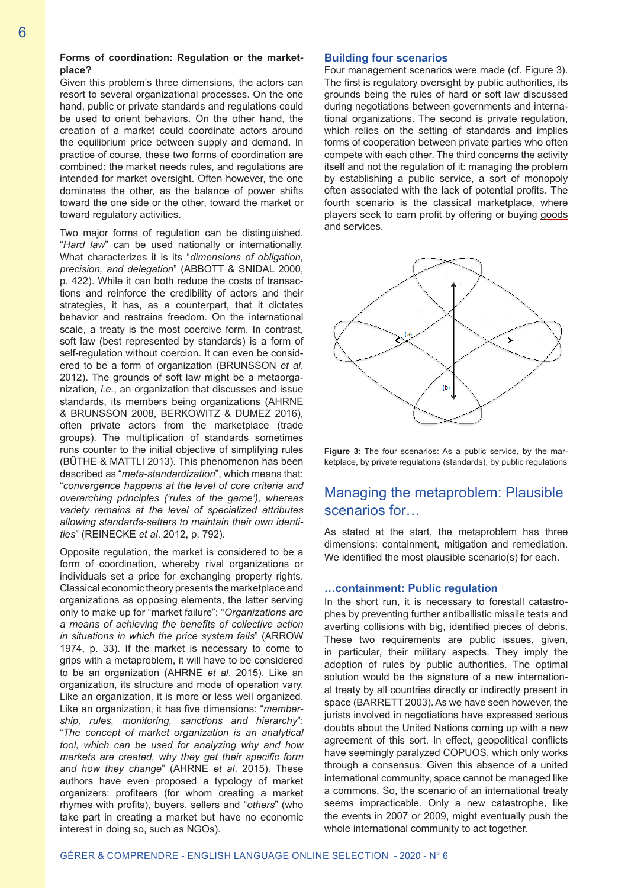**Forms of coordination: Regulation or the marketplace?**

Given this problem's three dimensions, the actors can resort to several organizational processes. On the one hand, public or private standards and regulations could be used to orient behaviors. On the other hand, the creation of a market could coordinate actors around the equilibrium price between supply and demand. In practice of course, these two forms of coordination are combined: the market needs rules, and regulations are intended for market oversight. Often however, the one dominates the other, as the balance of power shifts toward the one side or the other, toward the market or toward regulatory activities.

Two major forms of regulation can be distinguished. "*Hard law*" can be used nationally or internationally. What characterizes it is its "*dimensions of obligation, precision, and delegation*" (ABBOTT & SNIDAL 2000, p. 422). While it can both reduce the costs of transactions and reinforce the credibility of actors and their strategies, it has, as a counterpart, that it dictates behavior and restrains freedom. On the international scale, a treaty is the most coercive form. In contrast, soft law (best represented by standards) is a form of self-regulation without coercion. It can even be considered to be a form of organization (BRUNSSON *et al*. 2012). The grounds of soft law might be a metaorganization, *i.e.*, an organization that discusses and issue standards, its members being organizations (AHRNE & BRUNSSON 2008, BERKOWITZ & DUMEZ 2016), often private actors from the marketplace (trade groups). The multiplication of standards sometimes runs counter to the initial objective of simplifying rules (BÜTHE & MATTLI 2013). This phenomenon has been described as "*meta-standardization*", which means that: "*convergence happens at the level of core criteria and overarching principles ('rules of the game'), whereas variety remains at the level of specialized attributes allowing standards-setters to maintain their own identities*" (REINECKE *et al*. 2012, p. 792).

Opposite regulation, the market is considered to be a form of coordination, whereby rival organizations or individuals set a price for exchanging property rights. Classical economic theory presents the marketplace and organizations as opposing elements, the latter serving only to make up for "market failure": "*Organizations are a means of achieving the benefits of collective action in situations in which the price system fails*" (ARROW 1974, p. 33). If the market is necessary to come to grips with a metaproblem, it will have to be considered to be an organization (AHRNE *et al*. 2015). Like an organization, its structure and mode of operation vary. Like an organization, it is more or less well organized. Like an organization, it has five dimensions: "*membership, rules, monitoring, sanctions and hierarchy*": "*The concept of market organization is an analytical tool, which can be used for analyzing why and how markets are created, why they get their specific form and how they change*" (AHRNE *et al*. 2015). These authors have even proposed a typology of market organizers: profiteers (for whom creating a market rhymes with profits), buyers, sellers and "*others*" (who take part in creating a market but have no economic interest in doing so, such as NGOs).

### Building four scenarios

Four management scenarios were made (cf. Figure 3). The first is regulatory oversight by public authorities, its grounds being the rules of hard or soft law discussed during negotiations between governments and international organizations. The second is private regulation, which relies on the setting of standards and implies forms of cooperation between private parties who often compete with each other. The third concerns the activity itself and not the regulation of it: managing the problem by establishing a public service, a sort of monopoly often associated with the lack of potential profits. The fourth scenario is the classical marketplace, where players seek to earn profit by offering or buying goods and services.

**Figure 3**: The four scenarios: As a public service, by the marketplace, by private regulations (standards), by public regulations

## Managing the metaproblem: Plausible scenarios for…

As stated at the start, the metaproblem has three dimensions: containment, mitigation and remediation. We identified the most plausible scenario(s) for each.

### …containment: Public regulation

In the short run, it is necessary to forestall catastrophes by preventing further antiballistic missile tests and averting collisions with big, identified pieces of debris. These two requirements are public issues, given, in particular, their military aspects. They imply the adoption of rules by public authorities. The optimal solution would be the signature of a new international treaty by all countries directly or indirectly present in space (BARRETT 2003). As we have seen however, the jurists involved in negotiations have expressed serious doubts about the United Nations coming up with a new agreement of this sort. In effect, geopolitical conflicts have seemingly paralyzed COPUOS, which only works through a consensus. Given this absence of a united international community, space cannot be managed like a commons. So, the scenario of an international treaty seems impracticable. Only a new catastrophe, like the events in 2007 or 2009, might eventually push the whole international community to act together.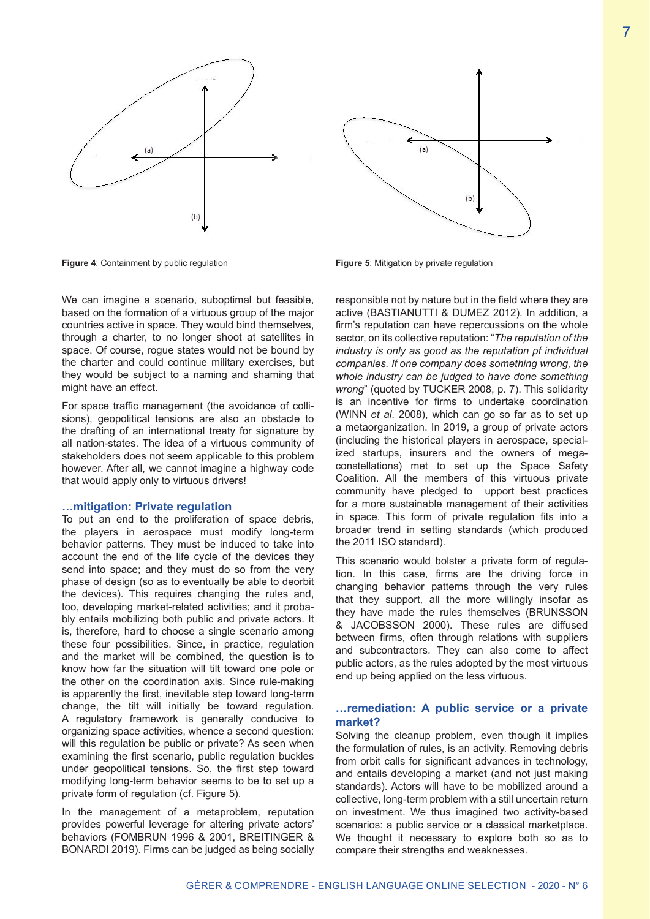(a)

(b)

**Figure 4**: Containment by public regulation

(a)

(b)

**Figure 5**: Mitigation by private regulation

We can imagine a scenario, suboptimal but feasible, based on the formation of a virtuous group of the major countries active in space. They would bind themselves, through a charter, to no longer shoot at satellites in space. Of course, rogue states would not be bound by the charter and could continue military exercises, but they would be subject to a naming and shaming that might have an effect.

For space traffic management (the avoidance of collisions), geopolitical tensions are also an obstacle to the drafting of an international treaty for signature by all nation-states. The idea of a virtuous community of stakeholders does not seem applicable to this problem however. After all, we cannot imagine a highway code that would apply only to virtuous drivers!

### …mitigation: Private regulation

To put an end to the proliferation of space debris, the players in aerospace must modify long-term behavior patterns. They must be induced to take into account the end of the life cycle of the devices they send into space; and they must do so from the very phase of design (so as to eventually be able to deorbit the devices). This requires changing the rules and, too, developing market-related activities; and it probably entails mobilizing both public and private actors. It is, therefore, hard to choose a single scenario among these four possibilities. Since, in practice, regulation and the market will be combined, the question is to know how far the situation will tilt toward one pole or the other on the coordination axis. Since rule-making is apparently the first, inevitable step toward long-term change, the tilt will initially be toward regulation. A regulatory framework is generally conducive to organizing space activities, whence a second question: will this regulation be public or private? As seen when examining the first scenario, public regulation buckles under geopolitical tensions. So, the first step toward modifying long-term behavior seems to be to set up a private form of regulation (cf. Figure 5).

In the management of a metaproblem, reputation provides powerful leverage for altering private actors' behaviors (FOMBRUN 1996 & 2001, BREITINGER & BONARDI 2019). Firms can be judged as being socially responsible not by nature but in the field where they are active (BASTIANUTTI & DUMEZ 2012). In addition, a firm's reputation can have repercussions on the whole sector, on its collective reputation: "*The reputation of the industry is only as good as the reputation pf individual companies. If one company does something wrong, the whole industry can be judged to have done something wrong*" (quoted by TUCKER 2008, p. 7). This solidarity is an incentive for firms to undertake coordination (WINN *et al.* 2008), which can go so far as to set up a metaorganization. In 2019, a group of private actors (including the historical players in aerospace, specialized startups, insurers and the owners of mega-constellations) met to set up the Space Safety Coalition. All the members of this virtuous private community have pledged to upport best practices for a more sustainable management of their activities in space. This form of private regulation fits into a broader trend in setting standards (which produced the 2011 ISO standard).

This scenario would bolster a private form of regulation. In this case, firms are the driving force in changing behavior patterns through the very rules that they support, all the more willingly insofar as they have made the rules themselves (BRUNSSON & JACOBSSON 2000). These rules are diffused between firms, often through relations with suppliers and subcontractors. They can also come to affect public actors, as the rules adopted by the most virtuous end up being applied on the less virtuous.

### …remediation: A public service or a private market?

Solving the cleanup problem, even though it implies the formulation of rules, is an activity. Removing debris from orbit calls for significant advances in technology, and entails developing a market (and not just making standards). Actors will have to be mobilized around a collective, long-term problem with a still uncertain return on investment. We thus imagined two activity-based scenarios: a public service or a classical marketplace. We thought it necessary to explore both so as to compare their strengths and weaknesses.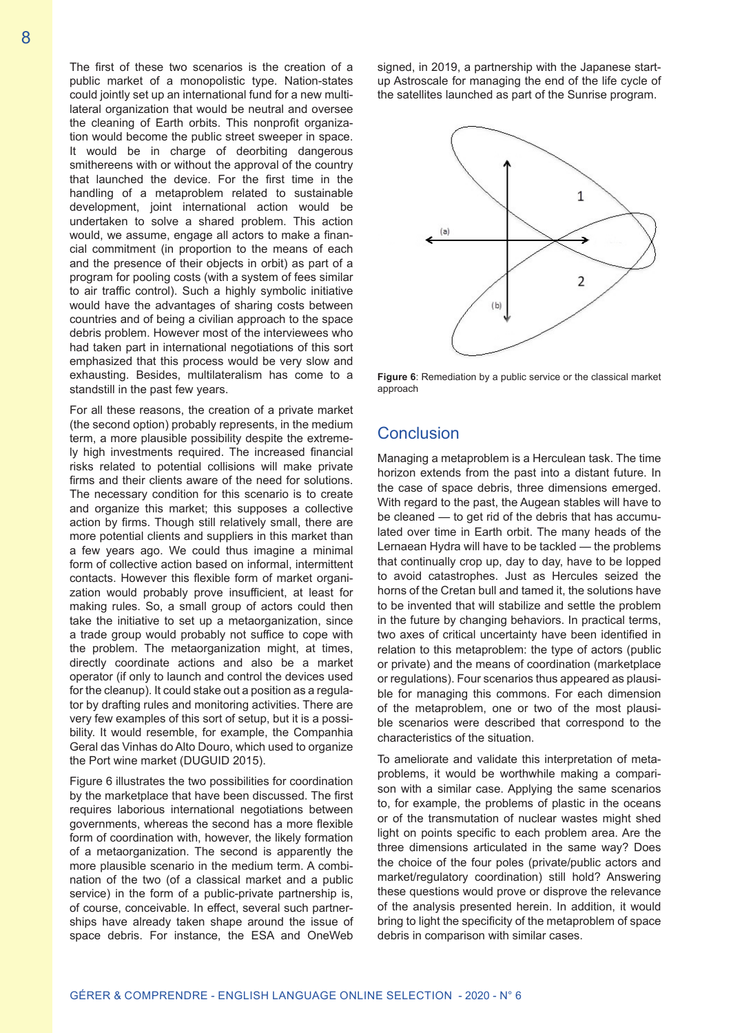The first of these two scenarios is the creation of a public market of a monopolistic type. Nation-states could jointly set up an international fund for a new multilateral organization that would be neutral and oversee the cleaning of Earth orbits. This nonprofit organization would become the public street sweeper in space. It would be in charge of deorbiting dangerous smithereens with or without the approval of the country that launched the device. For the first time in the handling of a metaproblem related to sustainable development, joint international action would be undertaken to solve a shared problem. This action would, we assume, engage all actors to make a financial commitment (in proportion to the means of each and the presence of their objects in orbit) as part of a program for pooling costs (with a system of fees similar to air traffic control). Such a highly symbolic initiative would have the advantages of sharing costs between countries and of being a civilian approach to the space debris problem. However most of the interviewees who had taken part in international negotiations of this sort emphasized that this process would be very slow and exhausting. Besides, multilateralism has come to a standstill in the past few years.

For all these reasons, the creation of a private market (the second option) probably represents, in the medium term, a more plausible possibility despite the extremely high investments required. The increased financial risks related to potential collisions will make private firms and their clients aware of the need for solutions. The necessary condition for this scenario is to create and organize this market; this supposes a collective action by firms. Though still relatively small, there are more potential clients and suppliers in this market than a few years ago. We could thus imagine a minimal form of collective action based on informal, intermittent contacts. However this flexible form of market organization would probably prove insufficient, at least for making rules. So, a small group of actors could then take the initiative to set up a metaorganization, since a trade group would probably not suffice to cope with the problem. The metaorganization might, at times, directly coordinate actions and also be a market operator (if only to launch and control the devices used for the cleanup). It could stake out a position as a regulator by drafting rules and monitoring activities. There are very few examples of this sort of setup, but it is a possibility. It would resemble, for example, the Companhia Geral das Vinhas do Alto Douro, which used to organize the Port wine market (DUGUID 2015).

Figure 6 illustrates the two possibilities for coordination by the marketplace that have been discussed. The first requires laborious international negotiations between governments, whereas the second has a more flexible form of coordination with, however, the likely formation of a metaorganization. The second is apparently the more plausible scenario in the medium term. A combination of the two (of a classical market and a public service) in the form of a public-private partnership is, of course, conceivable. In effect, several such partnerships have already taken shape around the issue of space debris. For instance, the ESA and OneWeb signed, in 2019, a partnership with the Japanese start-up Astroscale for managing the end of the life cycle of the satellites launched as part of the Sunrise program.

**Figure 6**: Remediation by a public service or the classical market approach

## Conclusion

Managing a metaproblem is a Herculean task. The time horizon extends from the past into a distant future. In the case of space debris, three dimensions emerged. With regard to the past, the Augean stables will have to be cleaned — to get rid of the debris that has accumulated over time in Earth orbit. The many heads of the Lernaean Hydra will have to be tackled — the problems that continually crop up, day to day, have to be lopped to avoid catastrophes. Just as Hercules seized the horns of the Cretan bull and tamed it, the solutions have to be invented that will stabilize and settle the problem in the future by changing behaviors. In practical terms, two axes of critical uncertainty have been identified in relation to this metaproblem: the type of actors (public or private) and the means of coordination (marketplace or regulations). Four scenarios thus appeared as plausible for managing this commons. For each dimension of the metaproblem, one or two of the most plausible scenarios were described that correspond to the characteristics of the situation.

To ameliorate and validate this interpretation of metaproblems, it would be worthwhile making a comparison with a similar case. Applying the same scenarios to, for example, the problems of plastic in the oceans or of the transmutation of nuclear wastes might shed light on points specific to each problem area. Are the three dimensions articulated in the same way? Does the choice of the four poles (private/public actors and market/regulatory coordination) still hold? Answering these questions would prove or disprove the relevance of the analysis presented herein. In addition, it would bring to light the specificity of the metaproblem of space debris in comparison with similar cases.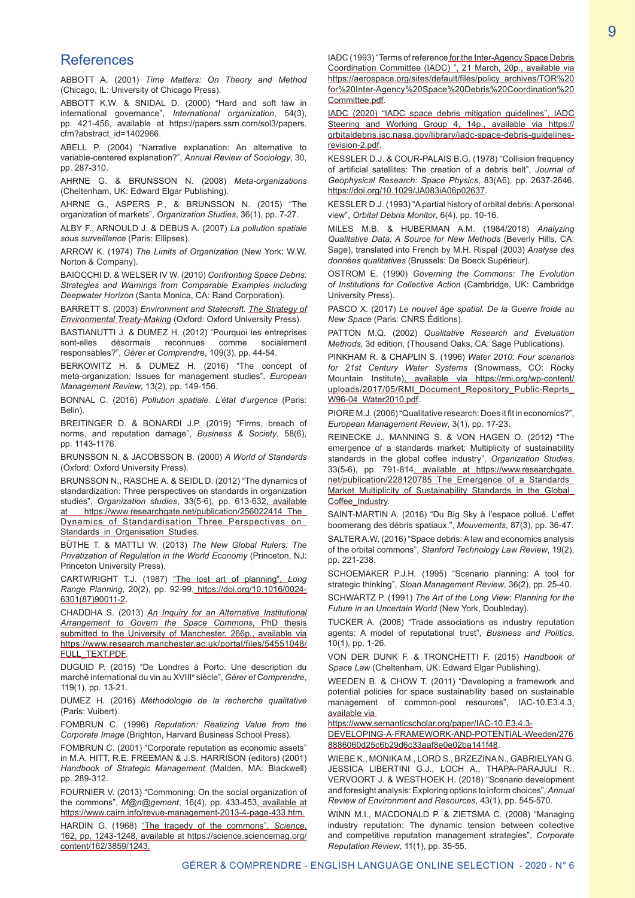## References

ABBOTT A. (2001) *Time Matters: On Theory and Method* (Chicago, IL: University of Chicago Press).

ABBOTT K.W. & SNIDAL D. (2000) "Hard and soft law in international governance", *International organization*, 54(3), pp. 421-456, available at https://papers.ssrn.com/sol3/papers.cfm?abstract_id=1402966.

ABELL P. (2004) "Narrative explanation: An alternative to variable-centered explanation?", *Annual Review of Sociology*, 30, pp. 287-310.

AHRNE G. & BRUNSSON N. (2008) *Meta-organizations* (Cheltenham, UK: Edward Elgar Publishing).

AHRNE G., ASPERS P., & BRUNSSON N. (2015) "The organization of markets", *Organization Studies*, 36(1), pp. 7-27.

ALBY F., ARNOULD J. & DEBUS A. (2007) *La pollution spatiale sous surveillance* (Paris: Ellipses).

ARROW K. (1974) *The Limits of Organization* (New York: W.W. Norton & Company).

BAIOCCHI D. & WELSER IV W. (2010) *Confronting Space Debris: Strategies and Warnings from Comparable Examples including Deepwater Horizon* (Santa Monica, CA: Rand Corporation).

BARRETT S. (2003) *Environment and Statecraft. The Strategy of Environmental Treaty-Making* (Oxford: Oxford University Press).

BASTIANUTTI J. & DUMEZ H. (2012) "Pourquoi les entreprises sont-elles désormais reconnues comme socialement responsables?", *Gérer et Comprendre*, 109(3), pp. 44-54.

BERKOWITZ H. & DUMEZ H. (2016) "The concept of meta-organization: Issues for management studies", *European Management Review*, 13(2), pp. 149-156.

BONNAL C. (2016) *Pollution spatiale. L'état d'urgence* (Paris: Belin).

BREITINGER D. & BONARDI J.P. (2019) "Firms, breach of norms, and reputation damage", *Business & Society*, 58(6), pp. 1143-1176.

BRUNSSON N. & JACOBSSON B. (2000) *A World of Standards* (Oxford: Oxford University Press).

BRUNSSON N., RASCHE A. & SEIDL D. (2012) "The dynamics of standardization: Three perspectives on standards in organization studies", *Organization studies*, 33(5-6), pp. 613-632, available at https://www.researchgate.net/publication/256022414_The_Dynamics_of_Standardisation_Three_Perspectives_on_Standards_in_Organisation_Studies.

BÜTHE T. & MATTLI W. (2013) *The New Global Rulers: The Privatization of Regulation in the World Economy* (Princeton, NJ: Princeton University Press).

CARTWRIGHT T.J. (1987) "The lost art of planning", *Long Range Planning*, 20(2), pp. 92-99, https://doi.org/10.1016/0024-6301(87)90011-2.

CHADDHA S. (2013) *An Inquiry for an Alternative Institutional Arrangement to Govern the Space Commons*, PhD thesis submitted to the University of Manchester, 266p., available via https://www.research.manchester.ac.uk/portal/files/54551048/FULL_TEXT.PDF.

DUGUID P. (2015) "De Londres à Porto. Une description du marché international du vin au XVIIIe siècle", *Gérer et Comprendre*, 119(1), pp. 13-21.

DUMEZ H. (2016) *Méthodologie de la recherche qualitative* (Paris: Vuibert).

FOMBRUN C. (1996) *Reputation: Realizing Value from the Corporate Image* (Brighton, Harvard Business School Press).

FOMBRUN C. (2001) "Corporate reputation as economic assets" in M.A. HITT, R.E. FREEMAN & J.S. HARRISON (editors) (2001) *Handbook of Strategic Management* (Malden, MA: Blackwell) pp. 289-312.

FOURNIER V. (2013) "Commoning: On the social organization of the commons", *M@n@gement*, 16(4), pp. 433-453, available at https://www.cairn.info/revue-management-2013-4-page-433.htm.

HARDIN G. (1968) "The tragedy of the commons", *Science*, 162, pp. 1243-1248, available at https://science.sciencemag.org/content/162/3859/1243.

IADC (1993) "Terms of reference for the Inter-Agency Space Debris Coordination Committee (IADC) ", 21 March, 20p., available via https://aerospace.org/sites/default/files/policy_archives/TOR%20for%20Inter-Agency%20Space%20Debris%20Coordination%20Committee.pdf.

IADC (2020) "IADC space debris mitigation guidelines", IADC Steering and Working Group 4, 14p., available via https://orbitaldebris.jsc.nasa.gov/library/iadc-space-debris-guidelines-revision-2.pdf.

KESSLER D.J. & COUR-PALAIS B.G. (1978) "Collision frequency of artificial satellites: The creation of a debris belt", *Journal of Geophysical Research: Space Physics*, 83(A6), pp. 2637-2646, https://doi.org/10.1029/JA083iA06p02637.

KESSLER D.J. (1993) "A partial history of orbital debris: A personal view", *Orbital Debris Monitor*, 6(4), pp. 10-16.

MILES M.B. & HUBERMAN A.M. (1984/2018) *Analyzing Qualitative Data: A Source for New Methods* (Beverly Hills, CA: Sage), translated into French by M.H. Rispal (2003) *Analyse des données qualitatives* (Brussels: De Boeck Supérieur).

OSTROM E. (1990) *Governing the Commons: The Evolution of Institutions for Collective Action* (Cambridge, UK: Cambridge University Press).

PASCO X. (2017) *Le nouvel âge spatial. De la Guerre froide au New Space* (Paris: CNRS Éditions).

PATTON M.Q. (2002) *Qualitative Research and Evaluation Methods*, 3d edition, (Thousand Oaks, CA: Sage Publications).

PINKHAM R. & CHAPLIN S. (1996) *Water 2010: Four scenarios for 21st Century Water Systems* (Snowmass, CO: Rocky Mountain Institute), available via https://rmi.org/wp-content/uploads/2017/05/RMI_Document_Repository_Public-Reprts_W96-04_Water2010.pdf.

PIORE M.J. (2006) "Qualitative research: Does it fit in economics?", *European Management Review*, 3(1), pp. 17-23.

REINECKE J., MANNING S. & VON HAGEN O. (2012) "The emergence of a standards market: Multiplicity of sustainability standards in the global coffee industry", *Organization Studies*, 33(5-6), pp. 791-814, available at https://www.researchgate.net/publication/228120785_The_Emergence_of_a_Standards_Market_Multiplicity_of_Sustainability_Standards_in_the_Global_Coffee_Industry.

SAINT-MARTIN A. (2016) "Du Big Sky à l'espace pollué. L'effet boomerang des débris spatiaux.", *Mouvements*, 87(3), pp. 36-47.

SALTER A.W. (2016) "Space debris: A law and economics analysis of the orbital commons", *Stanford Technology Law Review*, 19(2), pp. 221-238.

SCHOEMAKER P.J.H. (1995) "Scenario planning: A tool for strategic thinking", *Sloan Management Review*, 36(2), pp. 25-40.

SCHWARTZ P. (1991) *The Art of the Long View: Planning for the Future in an Uncertain World* (New York, Doubleday).

TUCKER A. (2008) "Trade associations as industry reputation agents: A model of reputational trust", *Business and Politics*, 10(1), pp. 1-26.

VON DER DUNK F. & TRONCHETTI F. (2015) *Handbook of Space Law* (Cheltenham, UK: Edward Elgar Publishing).

WEEDEN B. & CHOW T. (2011) "Developing a framework and potential policies for space sustainability based on sustainable management of common-pool resources", IAC-10.E3.4.3, available via https://www.semanticscholar.org/paper/IAC-10.E3.4.3-DEVELOPING-A-FRAMEWORK-AND-POTENTIAL-Weeden/2768886060d25c6b29d6c33aaf8e0e02ba141f48.

WIEBE K., MONIKA M., LORD S., BRZEZINA N., GABRIELYAN G. JESSICA LIBERTINI G.J., LOCH A., THAPA-PARAJULI R., VERVOORT J. & WESTHOEK H. (2018) "Scenario development and foresight analysis: Exploring options to inform choices", *Annual Review of Environment and Resources*, 43(1), pp. 545-570.

WINN M.I., MACDONALD P. & ZIETSMA C. (2008) "Managing industry reputation: The dynamic tension between collective and competitive reputation management strategies", *Corporate Reputation Review*, 11(1), pp. 35-55.